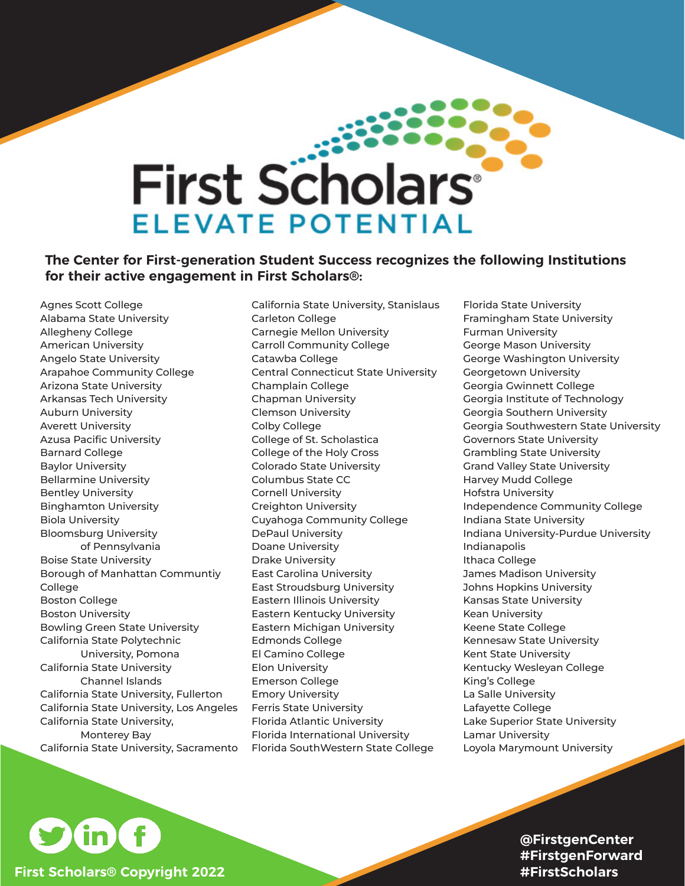# First Scholars®

## ELEVATE POTENTIAL

**The Center for First-generation Student Success recognizes the following Institutions for their active engagement in First Scholars®:**

Agnes Scott College
Alabama State University
Allegheny College
American University
Angelo State University
Arapahoe Community College
Arizona State University
Arkansas Tech University
Auburn University
Averett University
Azusa Pacific University
Barnard College
Baylor University
Bellarmine University
Bentley University
Binghamton University
Biola University
Bloomsburg University of Pennsylvania
Boise State University
Borough of Manhattan Communtiy College
Boston College
Boston University
Bowling Green State University
California State Polytechnic University, Pomona
California State University Channel Islands
California State University, Fullerton
California State University, Los Angeles
California State University, Monterey Bay
California State University, Sacramento
California State University, Stanislaus
Carleton College
Carnegie Mellon University
Carroll Community College
Catawba College
Central Connecticut State University
Champlain College
Chapman University
Clemson University
Colby College
College of St. Scholastica
College of the Holy Cross
Colorado State University
Columbus State CC
Cornell University
Creighton University
Cuyahoga Community College
DePaul University
Doane University
Drake University
East Carolina University
East Stroudsburg University
Eastern Illinois University
Eastern Kentucky University
Eastern Michigan University
Edmonds College
El Camino College
Elon University
Emerson College
Emory University
Ferris State University
Florida Atlantic University
Florida International University
Florida SouthWestern State College
Florida State University
Framingham State University
Furman University
George Mason University
George Washington University
Georgetown University
Georgia Gwinnett College
Georgia Institute of Technology
Georgia Southern University
Georgia Southwestern State University
Governors State University
Grambling State University
Grand Valley State University
Harvey Mudd College
Hofstra University
Independence Community College
Indiana State University
Indiana University-Purdue University Indianapolis
Ithaca College
James Madison University
Johns Hopkins University
Kansas State University
Kean University
Keene State College
Kennesaw State University
Kent State University
Kentucky Wesleyan College
King's College
La Salle University
Lafayette College
Lake Superior State University
Lamar University
Loyola Marymount University

First Scholars® Copyright 2022

@FirstgenCenter
#FirstgenForward
#FirstScholars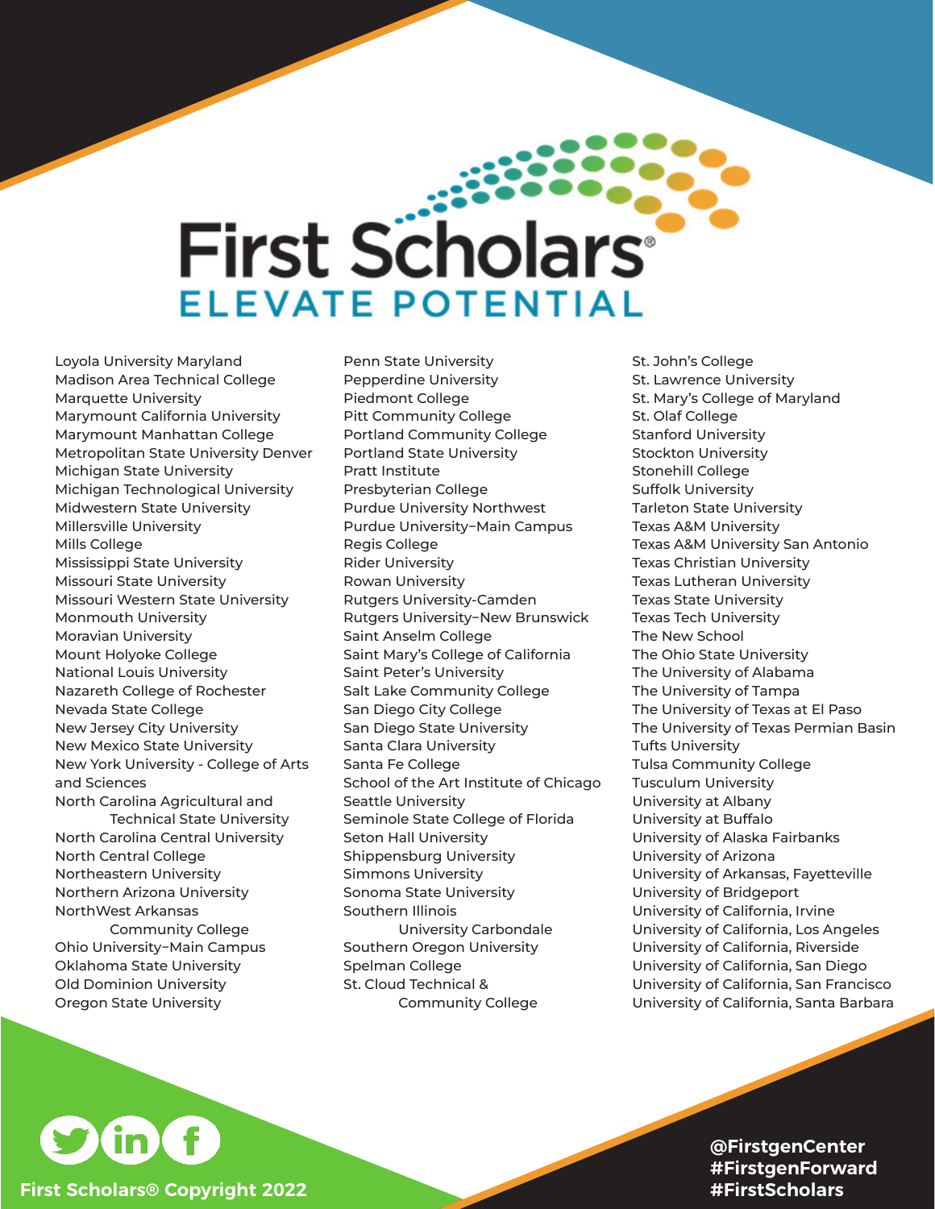# First Scholars

## ELEVATE POTENTIAL

- Loyola University Maryland
- Madison Area Technical College
- Marquette University
- Marymount California University
- Marymount Manhattan College
- Metropolitan State University Denver
- Michigan State University
- Michigan Technological University
- Midwestern State University
- Millersville University
- Mills College
- Mississippi State University
- Missouri State University
- Missouri Western State University
- Monmouth University
- Moravian University
- Mount Holyoke College
- National Louis University
- Nazareth College of Rochester
- Nevada State College
- New Jersey City University
- New Mexico State University
- New York University - College of Arts and Sciences
- North Carolina Agricultural and Technical State University
- North Carolina Central University
- North Central College
- Northeastern University
- Northern Arizona University
- NorthWest Arkansas Community College
- Ohio University–Main Campus
- Oklahoma State University
- Old Dominion University
- Oregon State University
- Penn State University
- Pepperdine University
- Piedmont College
- Pitt Community College
- Portland Community College
- Portland State University
- Pratt Institute
- Presbyterian College
- Purdue University Northwest
- Purdue University–Main Campus
- Regis College
- Rider University
- Rowan University
- Rutgers University-Camden
- Rutgers University–New Brunswick
- Saint Anselm College
- Saint Mary's College of California
- Saint Peter's University
- Salt Lake Community College
- San Diego City College
- San Diego State University
- Santa Clara University
- Santa Fe College
- School of the Art Institute of Chicago
- Seattle University
- Seminole State College of Florida
- Seton Hall University
- Shippensburg University
- Simmons University
- Sonoma State University
- Southern Illinois University Carbondale
- Southern Oregon University
- Spelman College
- St. Cloud Technical & Community College
- St. John's College
- St. Lawrence University
- St. Mary's College of Maryland
- St. Olaf College
- Stanford University
- Stockton University
- Stonehill College
- Suffolk University
- Tarleton State University
- Texas A&M University
- Texas A&M University San Antonio
- Texas Christian University
- Texas Lutheran University
- Texas State University
- Texas Tech University
- The New School
- The Ohio State University
- The University of Alabama
- The University of Tampa
- The University of Texas at El Paso
- The University of Texas Permian Basin
- Tufts University
- Tulsa Community College
- Tusculum University
- University at Albany
- University at Buffalo
- University of Alaska Fairbanks
- University of Arizona
- University of Arkansas, Fayetteville
- University of Bridgeport
- University of California, Irvine
- University of California, Los Angeles
- University of California, Riverside
- University of California, San Diego
- University of California, San Francisco
- University of California, Santa Barbara

**First Scholars® Copyright 2022**

**@FirstgenCenter**
**#FirstgenForward**
**#FirstScholars**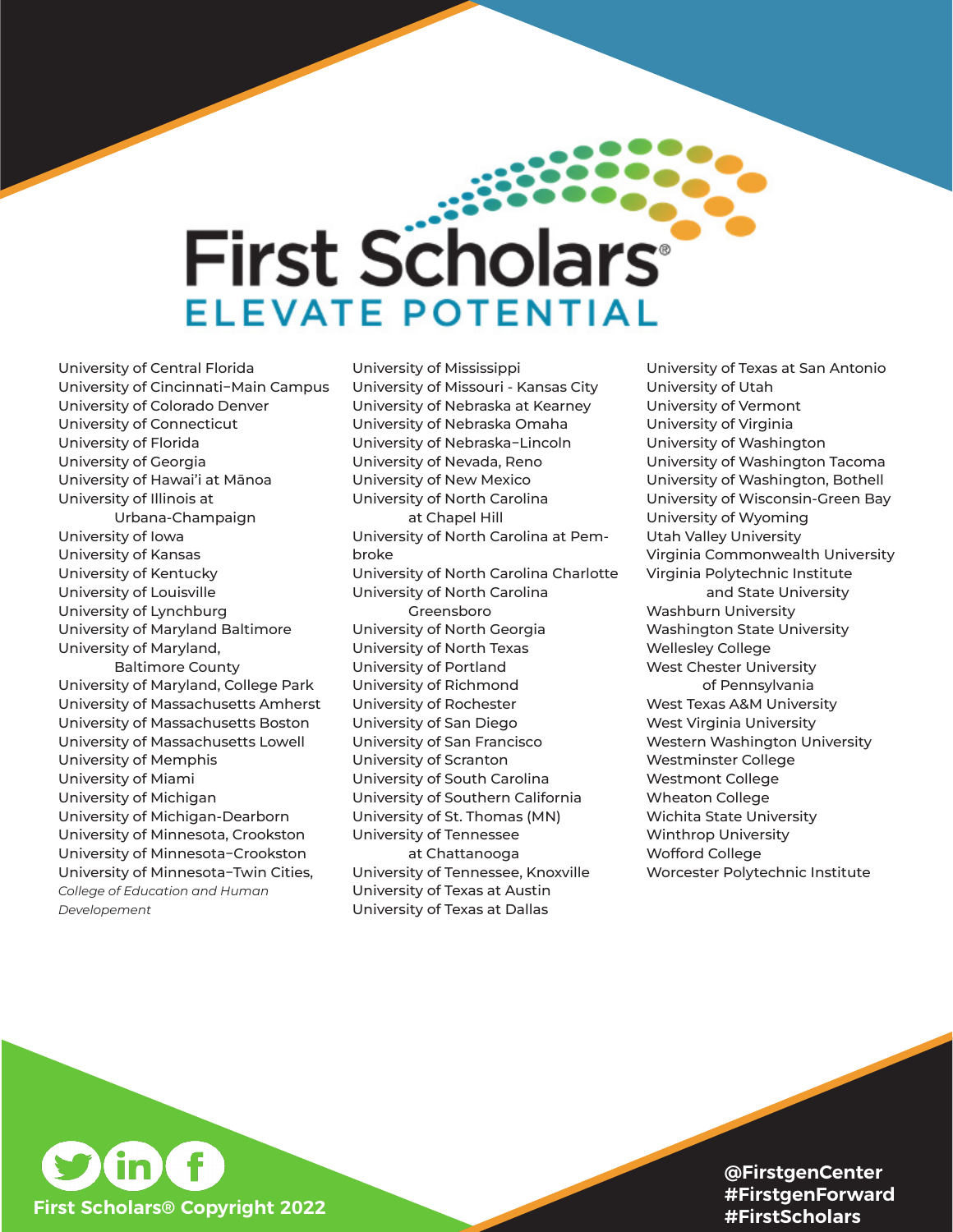# First Scholars®

## ELEVATE POTENTIAL

University of Central Florida
University of Cincinnati–Main Campus
University of Colorado Denver
University of Connecticut
University of Florida
University of Georgia
University of Hawai'i at Mānoa
University of Illinois at Urbana-Champaign
University of Iowa
University of Kansas
University of Kentucky
University of Louisville
University of Lynchburg
University of Maryland Baltimore
University of Maryland, Baltimore County
University of Maryland, College Park
University of Massachusetts Amherst
University of Massachusetts Boston
University of Massachusetts Lowell
University of Memphis
University of Miami
University of Michigan
University of Michigan-Dearborn
University of Minnesota, Crookston
University of Minnesota–Crookston
University of Minnesota–Twin Cities, *College of Education and Human Developement*
University of Mississippi
University of Missouri - Kansas City
University of Nebraska at Kearney
University of Nebraska Omaha
University of Nebraska–Lincoln
University of Nevada, Reno
University of New Mexico
University of North Carolina at Chapel Hill
University of North Carolina at Pembroke
University of North Carolina Charlotte
University of North Carolina Greensboro
University of North Georgia
University of North Texas
University of Portland
University of Richmond
University of Rochester
University of San Diego
University of San Francisco
University of Scranton
University of South Carolina
University of Southern California
University of St. Thomas (MN)
University of Tennessee at Chattanooga
University of Tennessee, Knoxville
University of Texas at Austin
University of Texas at Dallas
University of Texas at San Antonio
University of Utah
University of Vermont
University of Virginia
University of Washington
University of Washington Tacoma
University of Washington, Bothell
University of Wisconsin-Green Bay
University of Wyoming
Utah Valley University
Virginia Commonwealth University
Virginia Polytechnic Institute and State University
Washburn University
Washington State University
Wellesley College
West Chester University of Pennsylvania
West Texas A&M University
West Virginia University
Western Washington University
Westminster College
Westmont College
Wheaton College
Wichita State University
Winthrop University
Wofford College
Worcester Polytechnic Institute

First Scholars® Copyright 2022

@FirstgenCenter
#FirstgenForward
#FirstScholars